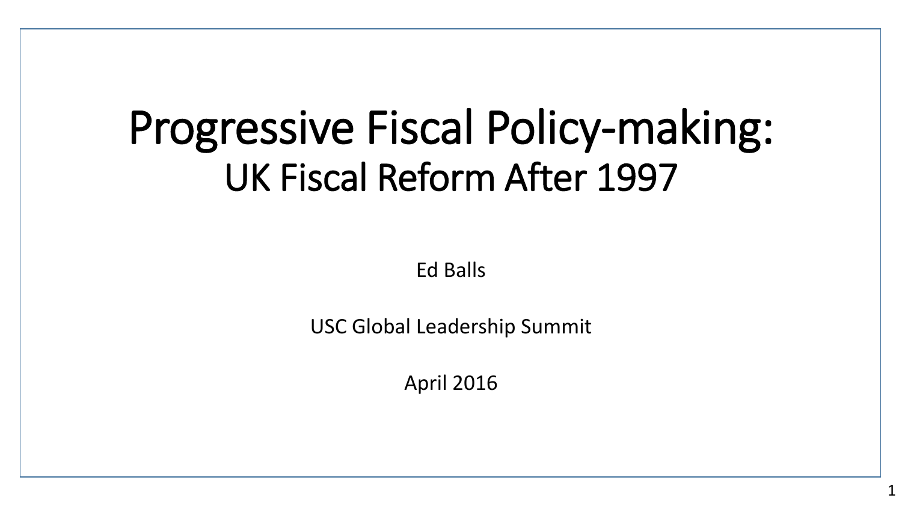# Progressive Fiscal Policy-making:
## UK Fiscal Reform After 1997

Ed Balls

USC Global Leadership Summit

April 2016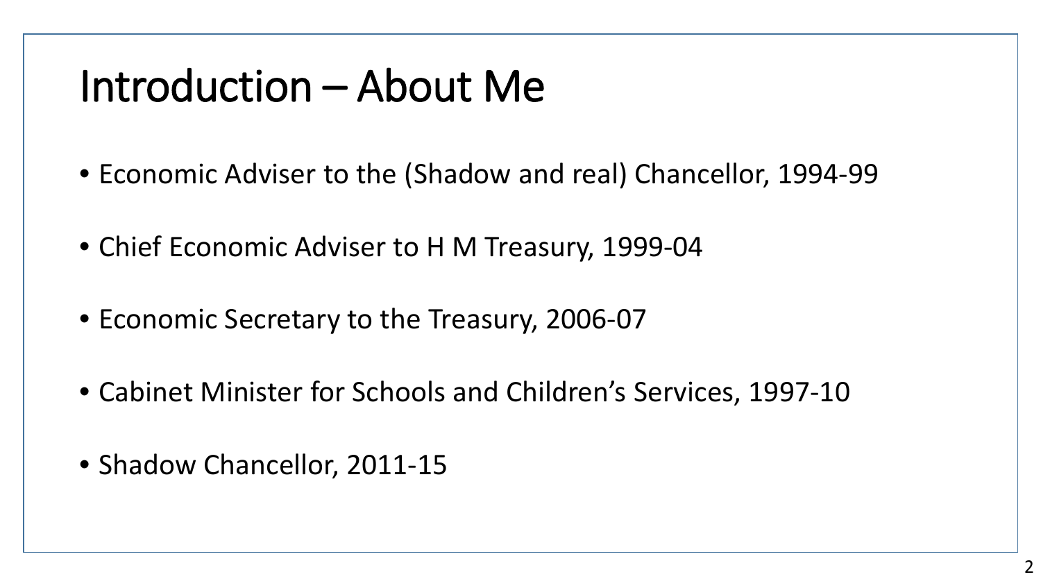# Introduction – About Me

- Economic Adviser to the (Shadow and real) Chancellor, 1994-99
- Chief Economic Adviser to H M Treasury, 1999-04
- Economic Secretary to the Treasury, 2006-07
- Cabinet Minister for Schools and Children's Services, 1997-10
- Shadow Chancellor, 2011-15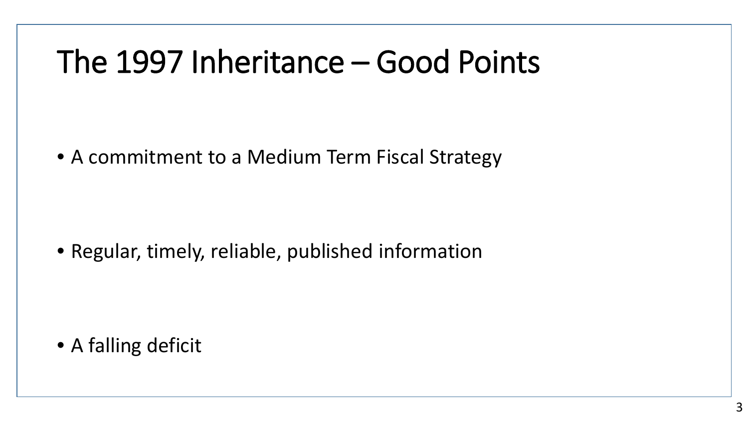# The 1997 Inheritance – Good Points

- A commitment to a Medium Term Fiscal Strategy

- Regular, timely, reliable, published information

- A falling deficit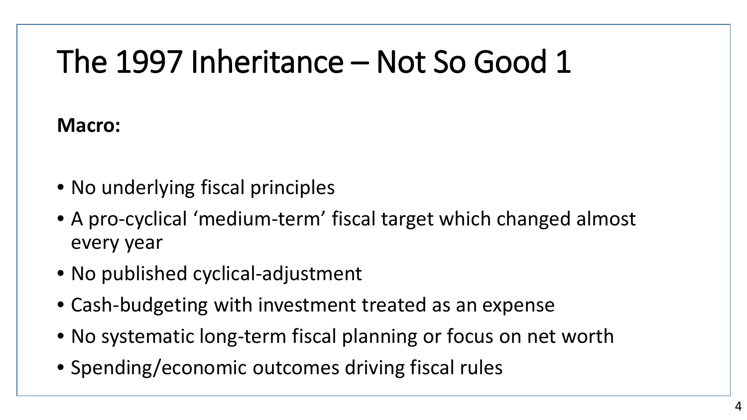# The 1997 Inheritance – Not So Good 1

**Macro:**

- No underlying fiscal principles
- A pro-cyclical 'medium-term' fiscal target which changed almost every year
- No published cyclical-adjustment
- Cash-budgeting with investment treated as an expense
- No systematic long-term fiscal planning or focus on net worth
- Spending/economic outcomes driving fiscal rules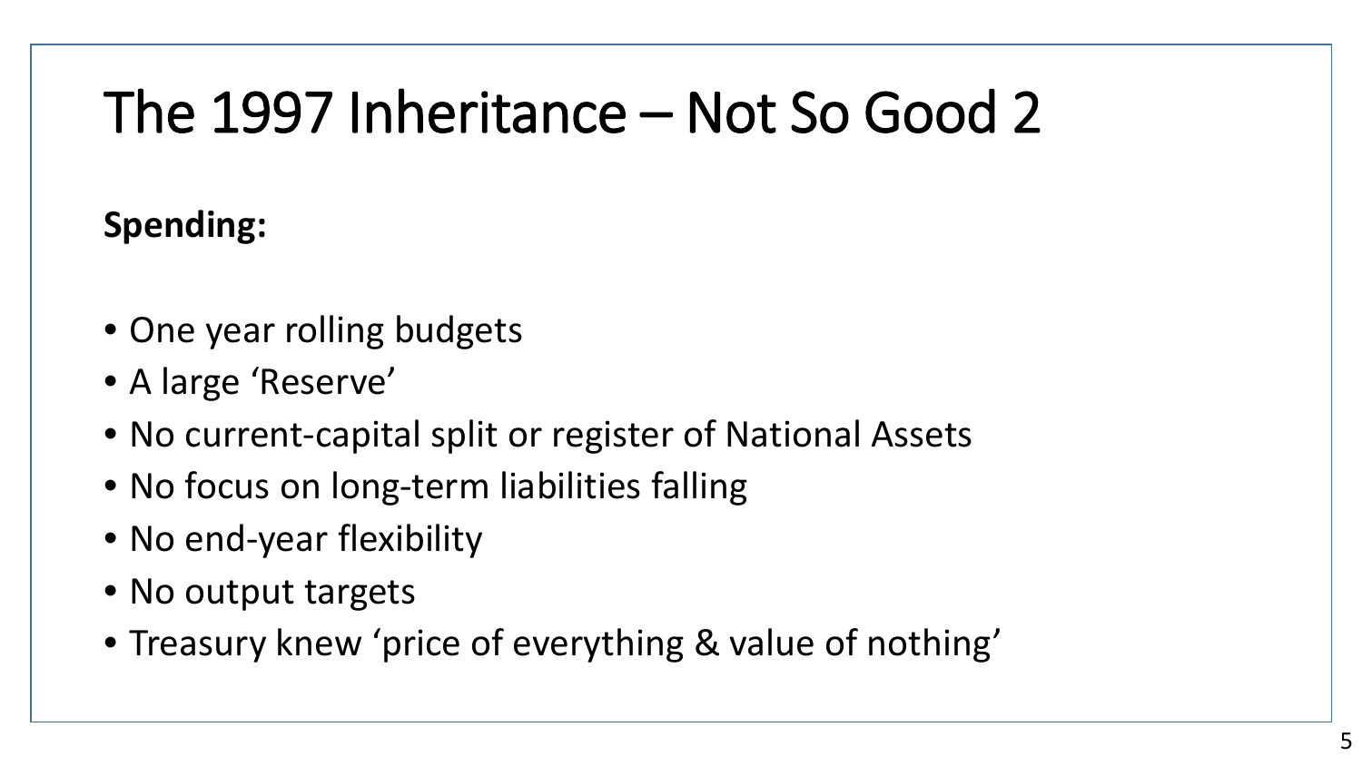# The 1997 Inheritance – Not So Good 2

**Spending:**

- One year rolling budgets
- A large ‘Reserve’
- No current-capital split or register of National Assets
- No focus on long-term liabilities falling
- No end-year flexibility
- No output targets
- Treasury knew ‘price of everything & value of nothing’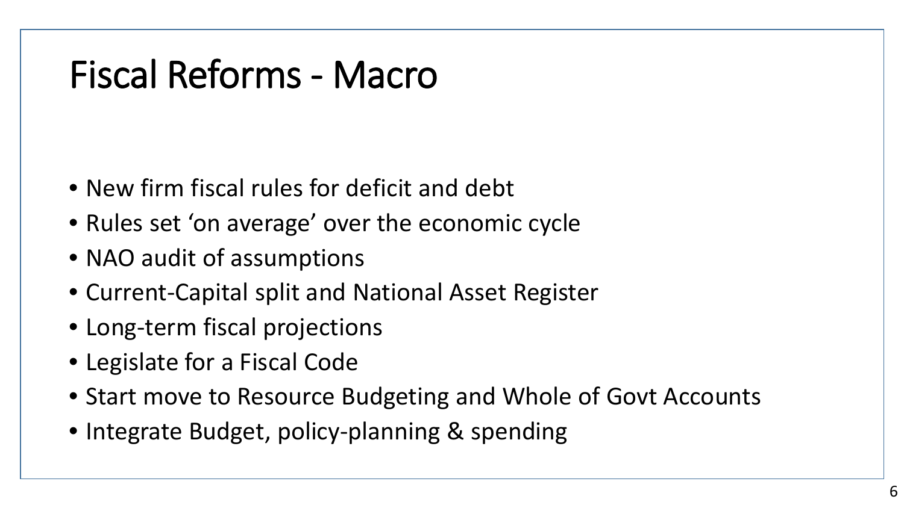# Fiscal Reforms - Macro

- New firm fiscal rules for deficit and debt
- Rules set ‘on average’ over the economic cycle
- NAO audit of assumptions
- Current-Capital split and National Asset Register
- Long-term fiscal projections
- Legislate for a Fiscal Code
- Start move to Resource Budgeting and Whole of Govt Accounts
- Integrate Budget, policy-planning & spending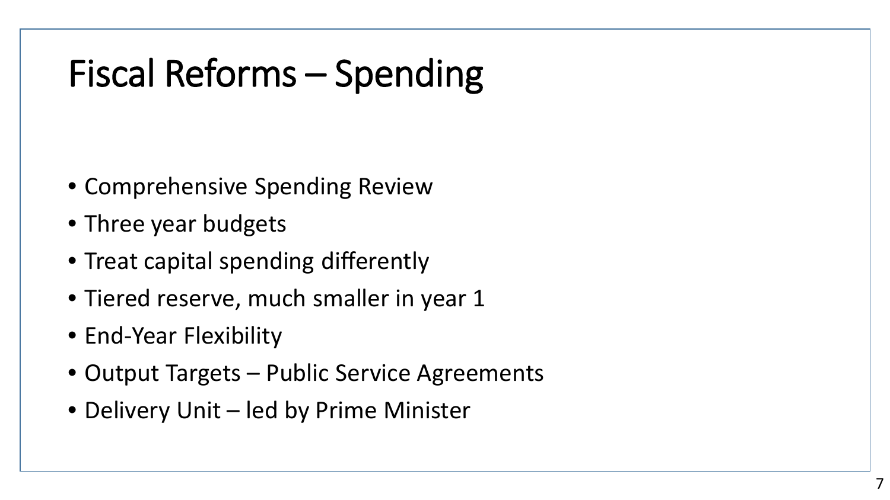# Fiscal Reforms – Spending

- Comprehensive Spending Review
- Three year budgets
- Treat capital spending differently
- Tiered reserve, much smaller in year 1
- End-Year Flexibility
- Output Targets – Public Service Agreements
- Delivery Unit – led by Prime Minister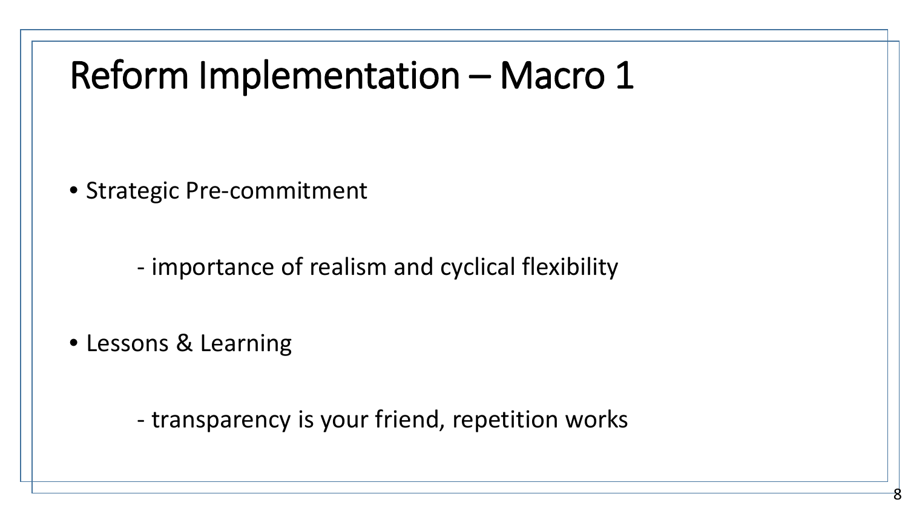# Reform Implementation – Macro 1

- Strategic Pre-commitment

    - importance of realism and cyclical flexibility

- Lessons & Learning

    - transparency is your friend, repetition works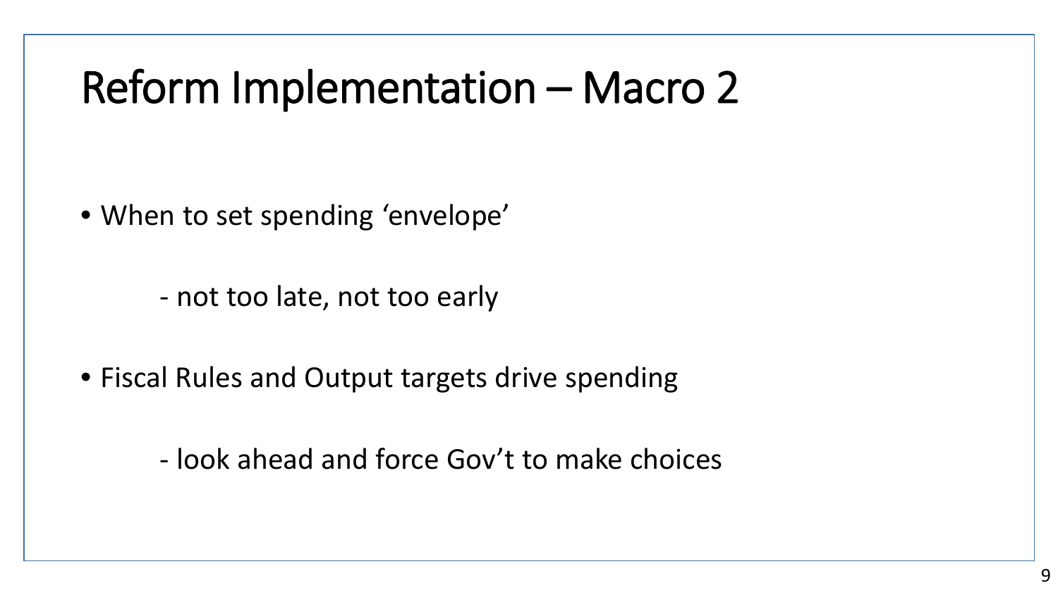# Reform Implementation – Macro 2

- When to set spending ‘envelope’

    - not too late, not too early

- Fiscal Rules and Output targets drive spending

    - look ahead and force Gov’t to make choices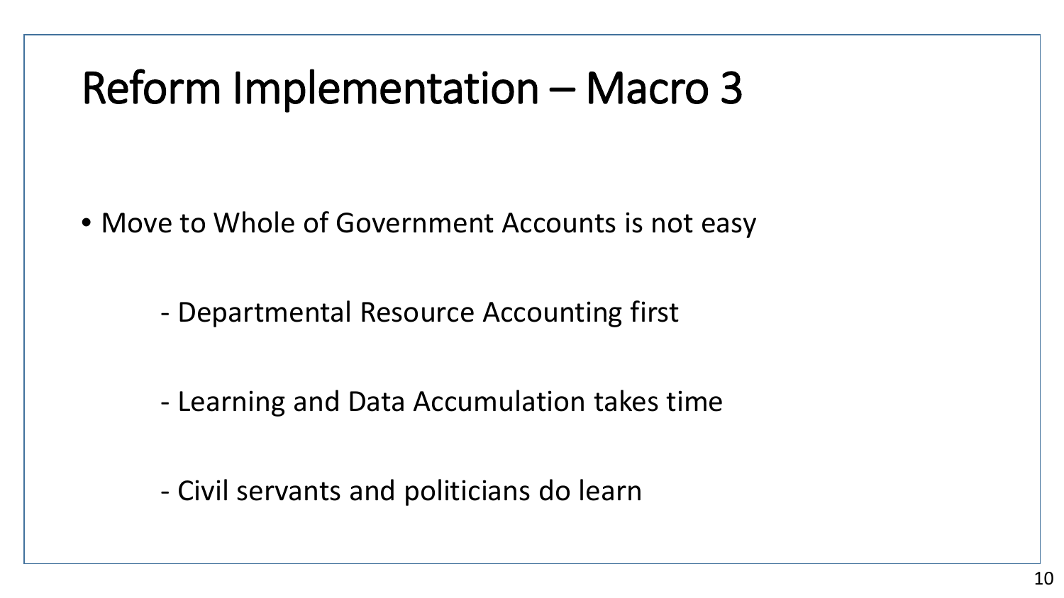# Reform Implementation – Macro 3

- Move to Whole of Government Accounts is not easy

  - Departmental Resource Accounting first

  - Learning and Data Accumulation takes time

  - Civil servants and politicians do learn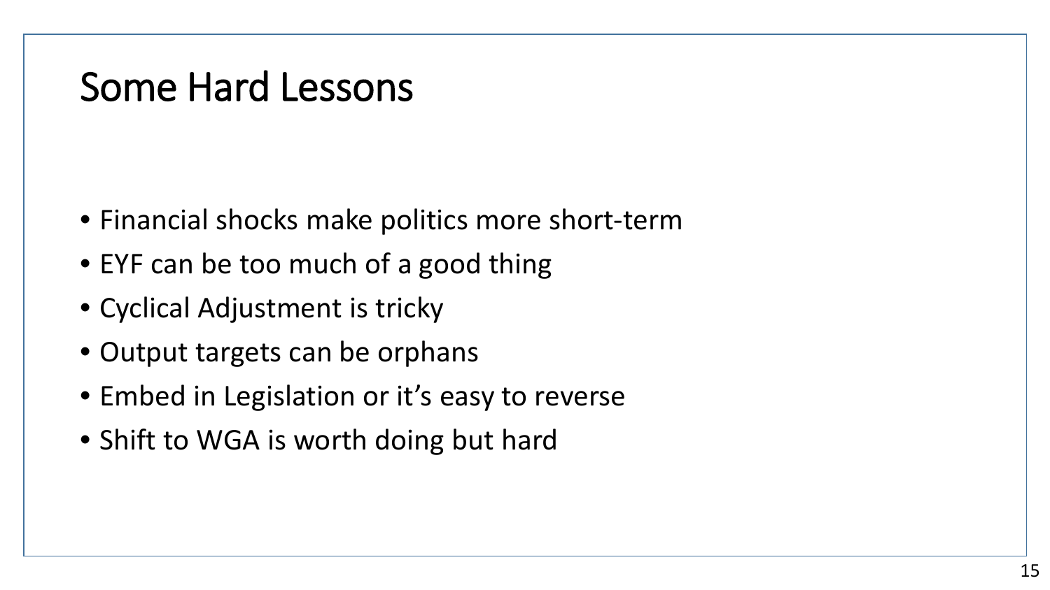# Some Hard Lessons

- Financial shocks make politics more short-term
- EYF can be too much of a good thing
- Cyclical Adjustment is tricky
- Output targets can be orphans
- Embed in Legislation or it's easy to reverse
- Shift to WGA is worth doing but hard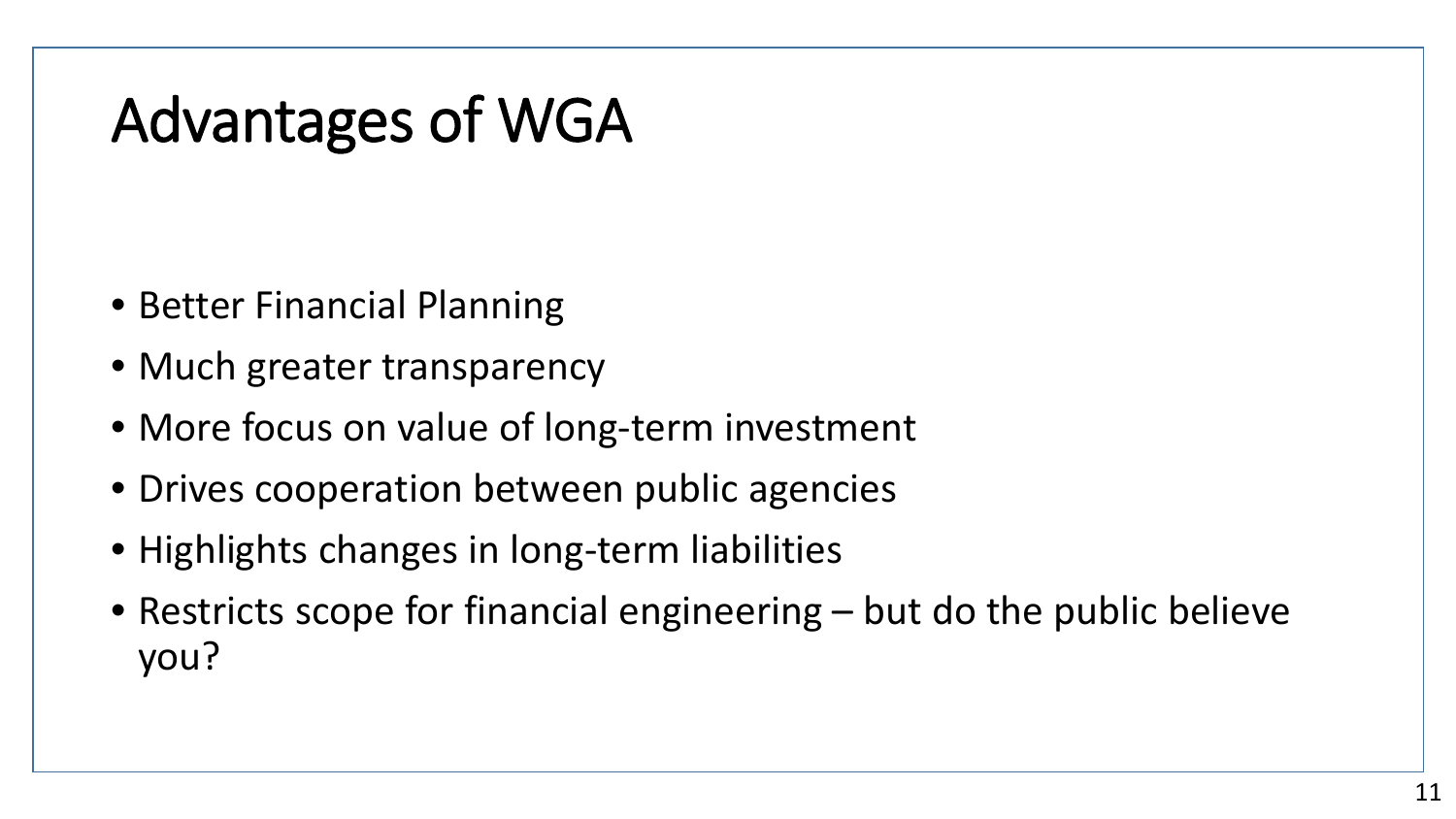# Advantages of WGA

- Better Financial Planning
- Much greater transparency
- More focus on value of long-term investment
- Drives cooperation between public agencies
- Highlights changes in long-term liabilities
- Restricts scope for financial engineering – but do the public believe you?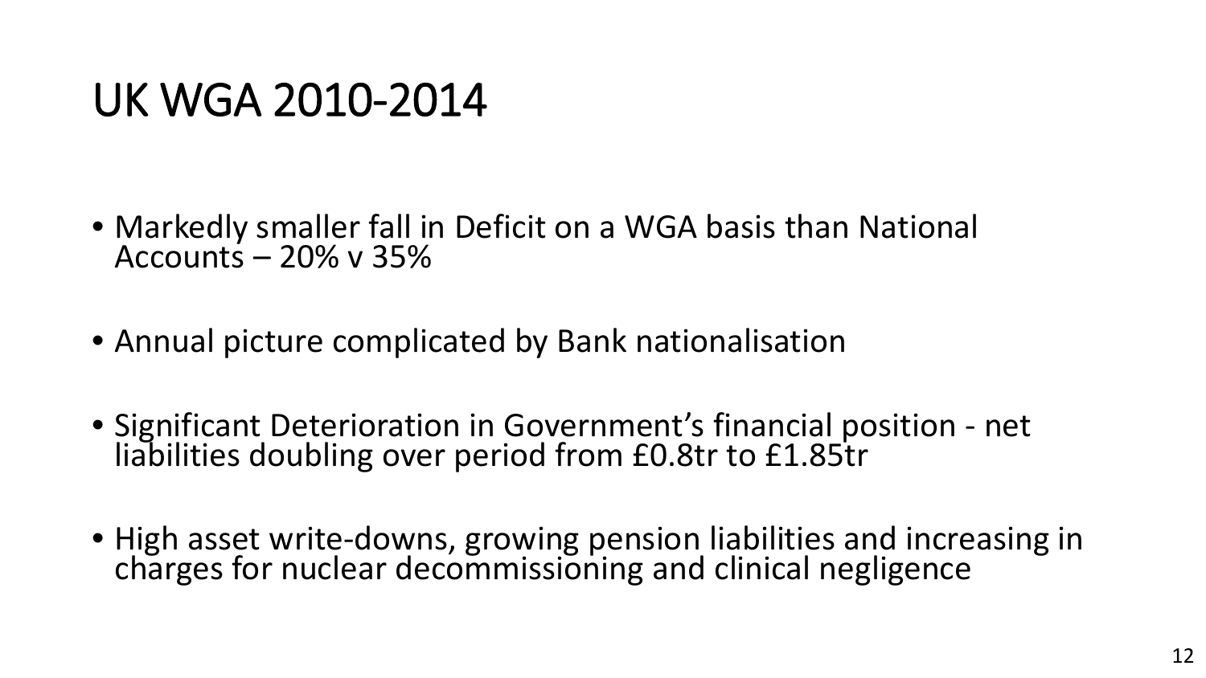# UK WGA 2010-2014

- Markedly smaller fall in Deficit on a WGA basis than National Accounts – 20% v 35%
- Annual picture complicated by Bank nationalisation
- Significant Deterioration in Government's financial position - net liabilities doubling over period from £0.8tr to £1.85tr
- High asset write-downs, growing pension liabilities and increasing in charges for nuclear decommissioning and clinical negligence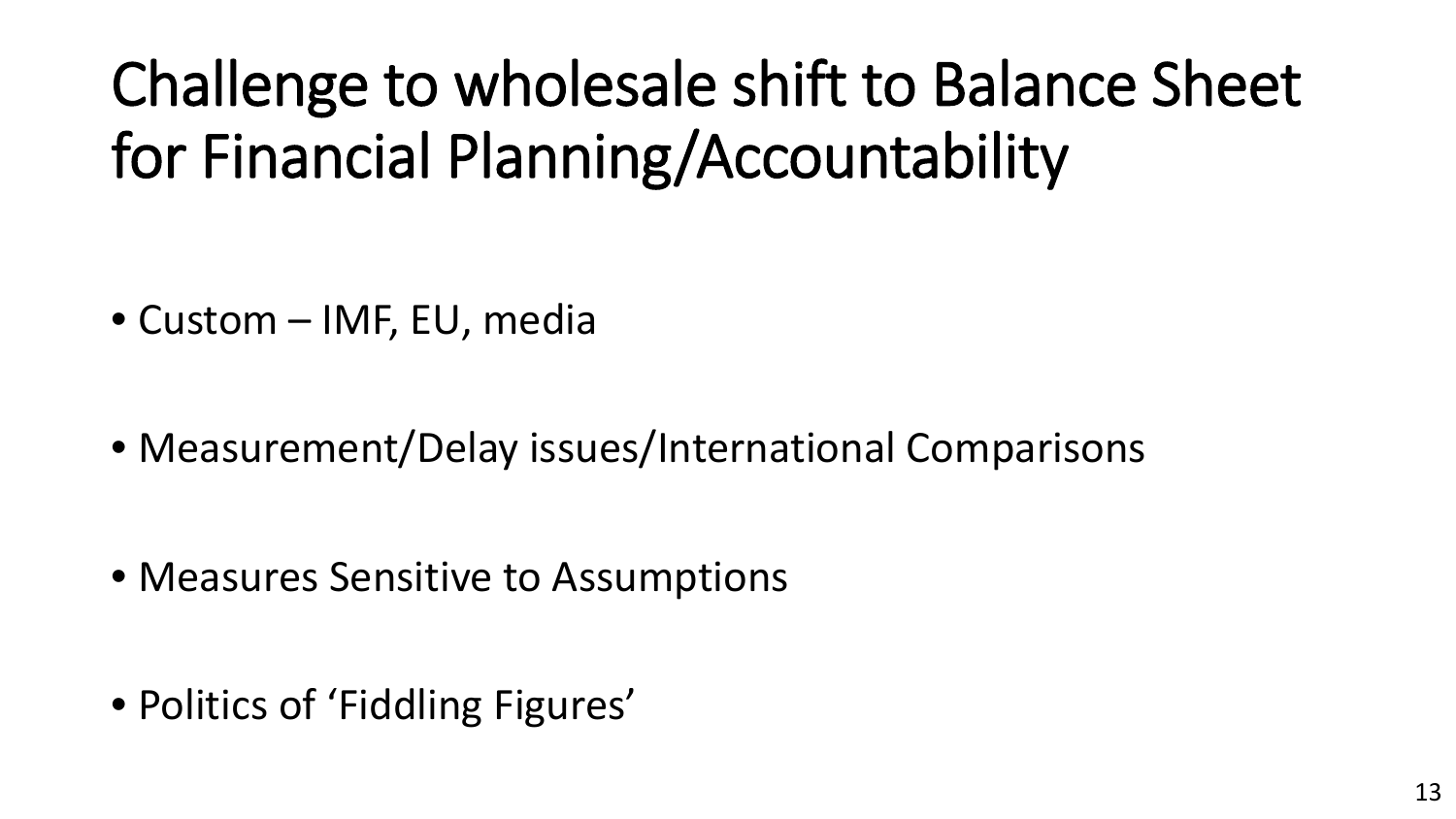# Challenge to wholesale shift to Balance Sheet for Financial Planning/Accountability

- Custom – IMF, EU, media
- Measurement/Delay issues/International Comparisons
- Measures Sensitive to Assumptions
- Politics of 'Fiddling Figures'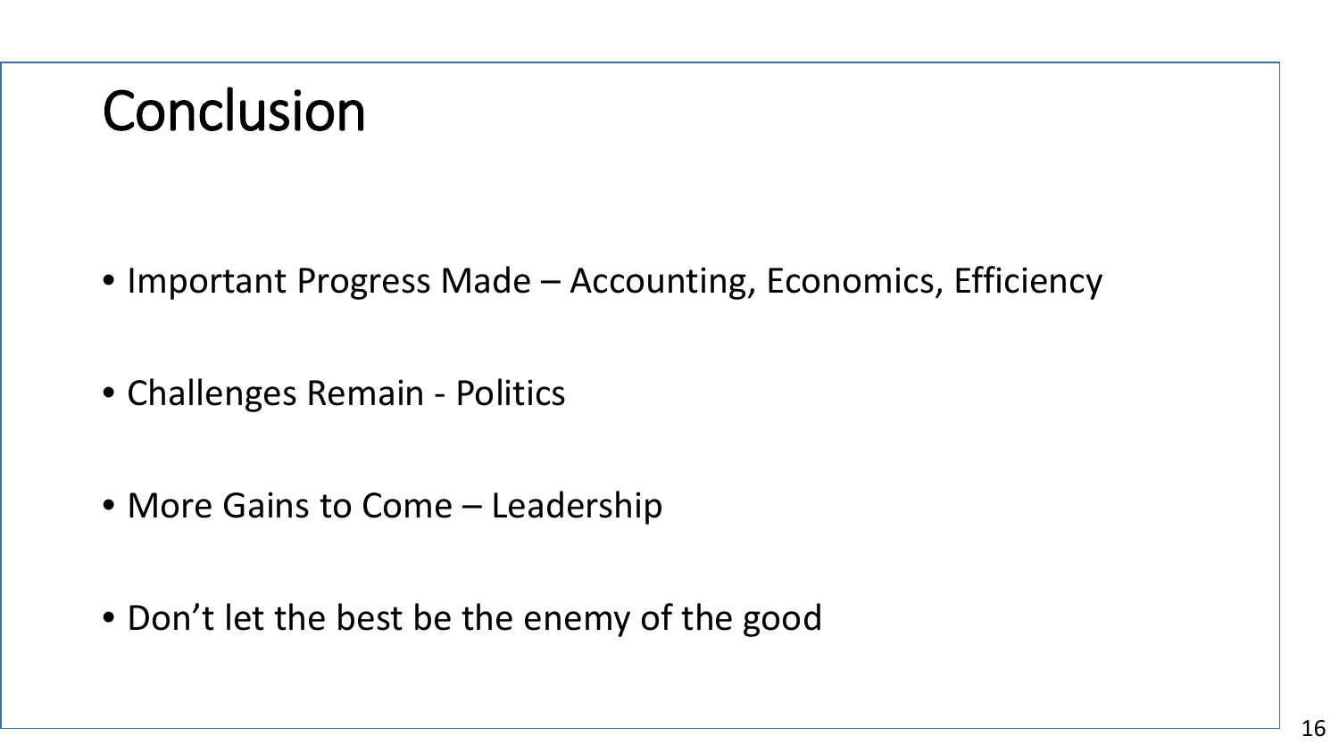# Conclusion

- Important Progress Made – Accounting, Economics, Efficiency
- Challenges Remain - Politics
- More Gains to Come – Leadership
- Don't let the best be the enemy of the good